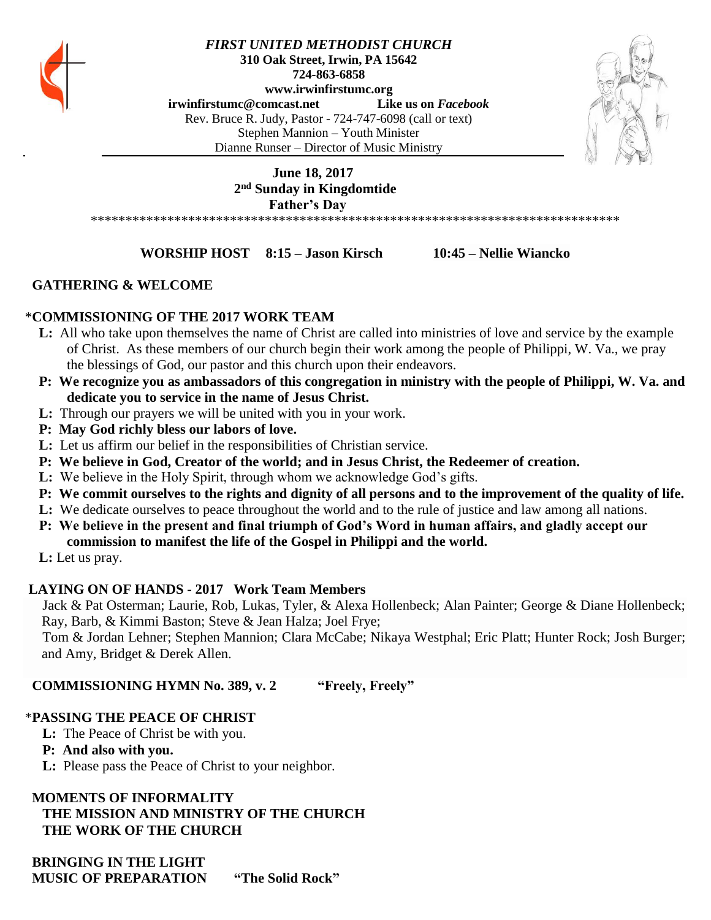***FIRST UNITED METHODIST CHURCH***
**310 Oak Street, Irwin, PA 15642**
**724-863-6858**
**www.irwinfirstumc.org**
**irwinfirstumc@comcast.net** **Like us on *Facebook***
Rev. Bruce R. Judy, Pastor - 724-747-6098 (call or text)
Stephen Mannion – Youth Minister
Dianne Runser – Director of Music Ministry

**June 18, 2017**
**2nd Sunday in Kingdomtide**
**Father's Day**

******************************************************************************

**WORSHIP HOST 8:15 – Jason Kirsch 10:45 – Nellie Wiancko**

**GATHERING & WELCOME**

*__COMMISSIONING OF THE 2017 WORK TEAM__

**L:** All who take upon themselves the name of Christ are called into ministries of love and service by the example of Christ. As these members of our church begin their work among the people of Philippi, W. Va., we pray the blessings of God, our pastor and this church upon their endeavors.

**P: We recognize you as ambassadors of this congregation in ministry with the people of Philippi, W. Va. and dedicate you to service in the name of Jesus Christ.**

**L:** Through our prayers we will be united with you in your work.

**P: May God richly bless our labors of love.**

**L:** Let us affirm our belief in the responsibilities of Christian service.

**P: We believe in God, Creator of the world; and in Jesus Christ, the Redeemer of creation.**

**L:** We believe in the Holy Spirit, through whom we acknowledge God's gifts.

**P: We commit ourselves to the rights and dignity of all persons and to the improvement of the quality of life.**

**L:** We dedicate ourselves to peace throughout the world and to the rule of justice and law among all nations.

**P: We believe in the present and final triumph of God's Word in human affairs, and gladly accept our commission to manifest the life of the Gospel in Philippi and the world.**

**L:** Let us pray.

**LAYING ON OF HANDS - 2017 Work Team Members**

Jack & Pat Osterman; Laurie, Rob, Lukas, Tyler, & Alexa Hollenbeck; Alan Painter; George & Diane Hollenbeck; Ray, Barb, & Kimmi Baston; Steve & Jean Halza; Joel Frye;
Tom & Jordan Lehner; Stephen Mannion; Clara McCabe; Nikaya Westphal; Eric Platt; Hunter Rock; Josh Burger; and Amy, Bridget & Derek Allen.

**COMMISSIONING HYMN No. 389, v. 2 "Freely, Freely"**

*__PASSING THE PEACE OF CHRIST__

**L:** The Peace of Christ be with you.

**P: And also with you.**

**L:** Please pass the Peace of Christ to your neighbor.

**MOMENTS OF INFORMALITY**
**THE MISSION AND MINISTRY OF THE CHURCH**
**THE WORK OF THE CHURCH**

**BRINGING IN THE LIGHT**
**MUSIC OF PREPARATION "The Solid Rock"**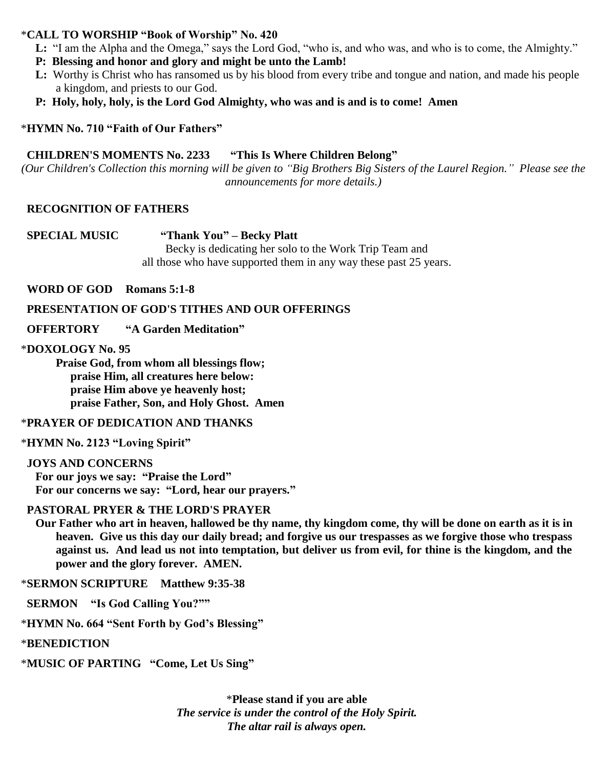*__CALL TO WORSHIP "Book of Worship" No. 420__

**L:** "I am the Alpha and the Omega," says the Lord God, "who is, and who was, and who is to come, the Almighty."

**P: Blessing and honor and glory and might be unto the Lamb!**

**L:** Worthy is Christ who has ransomed us by his blood from every tribe and tongue and nation, and made his people a kingdom, and priests to our God.

**P: Holy, holy, holy, is the Lord God Almighty, who was and is and is to come! Amen**

*__HYMN No. 710 "Faith of Our Fathers"__

**CHILDREN'S MOMENTS No. 2233 "This Is Where Children Belong"**

*(Our Children's Collection this morning will be given to "Big Brothers Big Sisters of the Laurel Region." Please see the announcements for more details.)*

**RECOGNITION OF FATHERS**

**SPECIAL MUSIC "Thank You" – Becky Platt**

Becky is dedicating her solo to the Work Trip Team and all those who have supported them in any way these past 25 years.

**WORD OF GOD Romans 5:1-8**

**PRESENTATION OF GOD'S TITHES AND OUR OFFERINGS**

**OFFERTORY "A Garden Meditation"**

*__DOXOLOGY No. 95__

**Praise God, from whom all blessings flow;**
**praise Him, all creatures here below:**
**praise Him above ye heavenly host;**
**praise Father, Son, and Holy Ghost. Amen**

*__PRAYER OF DEDICATION AND THANKS__

*__HYMN No. 2123 "Loving Spirit"__

**JOYS AND CONCERNS**

**For our joys we say: "Praise the Lord"**
**For our concerns we say: "Lord, hear our prayers."**

**PASTORAL PRYER & THE LORD'S PRAYER**

**Our Father who art in heaven, hallowed be thy name, thy kingdom come, thy will be done on earth as it is in heaven. Give us this day our daily bread; and forgive us our trespasses as we forgive those who trespass against us. And lead us not into temptation, but deliver us from evil, for thine is the kingdom, and the power and the glory forever. AMEN.**

*__SERMON SCRIPTURE Matthew 9:35-38__

**SERMON "Is God Calling You?""**

*__HYMN No. 664 "Sent Forth by God's Blessing"__

*__BENEDICTION__

*__MUSIC OF PARTING "Come, Let Us Sing"__

*__Please stand if you are able__

***The service is under the control of the Holy Spirit.***

***The altar rail is always open.***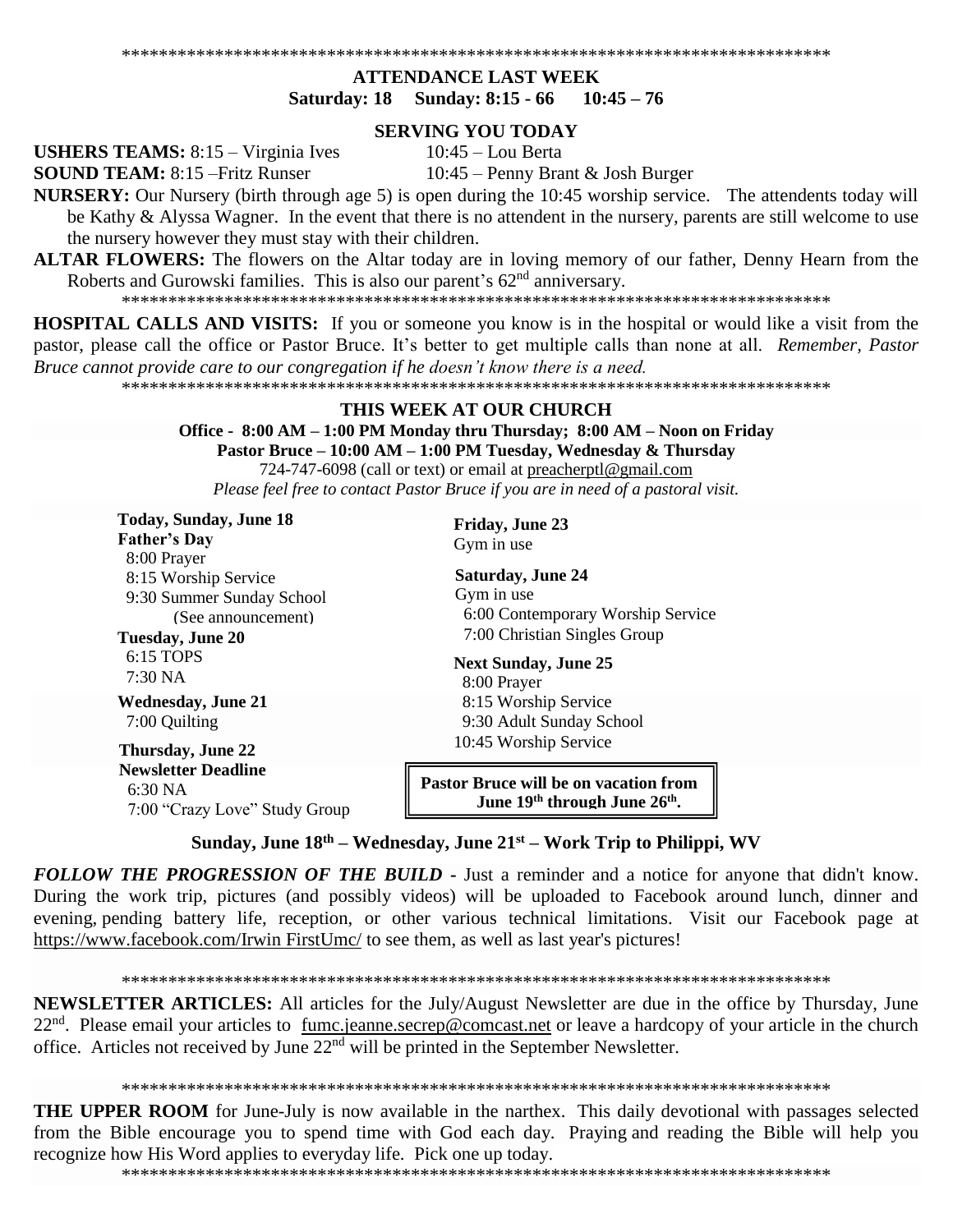******************************************************************************

## ATTENDANCE LAST WEEK

**Saturday: 18 Sunday: 8:15 - 66 10:45 – 76**

## SERVING YOU TODAY

**USHERS TEAMS:** 8:15 – Virginia Ives 10:45 – Lou Berta

**SOUND TEAM:** 8:15 –Fritz Runser 10:45 – Penny Brant & Josh Burger

**NURSERY:** Our Nursery (birth through age 5) is open during the 10:45 worship service. The attendents today will be Kathy & Alyssa Wagner. In the event that there is no attendent in the nursery, parents are still welcome to use the nursery however they must stay with their children.

**ALTAR FLOWERS:** The flowers on the Altar today are in loving memory of our father, Denny Hearn from the Roberts and Gurowski families. This is also our parent's 62nd anniversary.

******************************************************************************

**HOSPITAL CALLS AND VISITS:** If you or someone you know is in the hospital or would like a visit from the pastor, please call the office or Pastor Bruce. It's better to get multiple calls than none at all. *Remember, Pastor Bruce cannot provide care to our congregation if he doesn't know there is a need.*

******************************************************************************

## THIS WEEK AT OUR CHURCH

**Office - 8:00 AM – 1:00 PM Monday thru Thursday; 8:00 AM – Noon on Friday**
**Pastor Bruce – 10:00 AM – 1:00 PM Tuesday, Wednesday & Thursday**
724-747-6098 (call or text) or email at preacherptl@gmail.com
*Please feel free to contact Pastor Bruce if you are in need of a pastoral visit.*

**Today, Sunday, June 18**
**Father's Day**
8:00 Prayer
8:15 Worship Service
9:30 Summer Sunday School (See announcement)

**Tuesday, June 20**
6:15 TOPS
7:30 NA

**Wednesday, June 21**
7:00 Quilting

**Thursday, June 22**
**Newsletter Deadline**
6:30 NA
7:00 "Crazy Love" Study Group

**Friday, June 23**
Gym in use

**Saturday, June 24**
Gym in use
6:00 Contemporary Worship Service
7:00 Christian Singles Group

**Next Sunday, June 25**
8:00 Prayer
8:15 Worship Service
9:30 Adult Sunday School
10:45 Worship Service

**Pastor Bruce will be on vacation from June 19th through June 26th.**

**Sunday, June 18th – Wednesday, June 21st – Work Trip to Philippi, WV**

***FOLLOW THE PROGRESSION OF THE BUILD*** - Just a reminder and a notice for anyone that didn't know. During the work trip, pictures (and possibly videos) will be uploaded to Facebook around lunch, dinner and evening, pending battery life, reception, or other various technical limitations. Visit our Facebook page at https://www.facebook.com/Irwin FirstUmc/ to see them, as well as last year's pictures!

******************************************************************************

**NEWSLETTER ARTICLES:** All articles for the July/August Newsletter are due in the office by Thursday, June 22nd. Please email your articles to fumc.jeanne.secrep@comcast.net or leave a hardcopy of your article in the church office. Articles not received by June 22nd will be printed in the September Newsletter.

******************************************************************************

**THE UPPER ROOM** for June-July is now available in the narthex. This daily devotional with passages selected from the Bible encourage you to spend time with God each day. Praying and reading the Bible will help you recognize how His Word applies to everyday life. Pick one up today.

******************************************************************************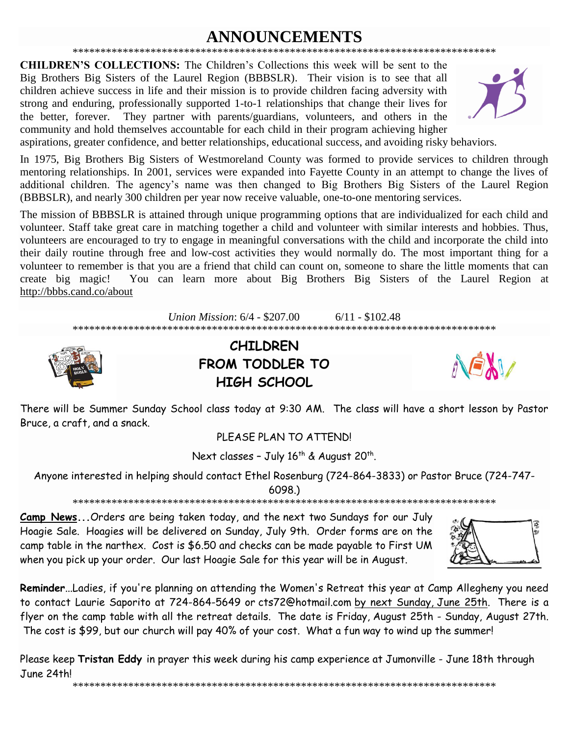# ANNOUNCEMENTS

*****************************************************************************

**CHILDREN'S COLLECTIONS:** The Children's Collections this week will be sent to the Big Brothers Big Sisters of the Laurel Region (BBBSLR). Their vision is to see that all children achieve success in life and their mission is to provide children facing adversity with strong and enduring, professionally supported 1-to-1 relationships that change their lives for the better, forever. They partner with parents/guardians, volunteers, and others in the community and hold themselves accountable for each child in their program achieving higher aspirations, greater confidence, and better relationships, educational success, and avoiding risky behaviors.

In 1975, Big Brothers Big Sisters of Westmoreland County was formed to provide services to children through mentoring relationships. In 2001, services were expanded into Fayette County in an attempt to change the lives of additional children. The agency's name was then changed to Big Brothers Big Sisters of the Laurel Region (BBBSLR), and nearly 300 children per year now receive valuable, one-to-one mentoring services.

The mission of BBBSLR is attained through unique programming options that are individualized for each child and volunteer. Staff take great care in matching together a child and volunteer with similar interests and hobbies. Thus, volunteers are encouraged to try to engage in meaningful conversations with the child and incorporate the child into their daily routine through free and low-cost activities they would normally do. The most important thing for a volunteer to remember is that you are a friend that child can count on, someone to share the little moments that can create big magic! You can learn more about Big Brothers Big Sisters of the Laurel Region at http://bbbs.cand.co/about

*Union Mission*: 6/4 - $207.00 6/11 - $102.48

*****************************************************************************

## CHILDREN FROM TODDLER TO HIGH SCHOOL

There will be Summer Sunday School class today at 9:30 AM. The class will have a short lesson by Pastor Bruce, a craft, and a snack.

PLEASE PLAN TO ATTEND!

Next classes – July 16th & August 20th.

Anyone interested in helping should contact Ethel Rosenburg (724-864-3833) or Pastor Bruce (724-747-6098.)

*****************************************************************************

**Camp News...**Orders are being taken today, and the next two Sundays for our July Hoagie Sale. Hoagies will be delivered on Sunday, July 9th. Order forms are on the camp table in the narthex. Cost is $6.50 and checks can be made payable to First UM when you pick up your order. Our last Hoagie Sale for this year will be in August.

**Reminder**...Ladies, if you're planning on attending the Women's Retreat this year at Camp Allegheny you need to contact Laurie Saporito at 724-864-5649 or cts72@hotmail.com by next Sunday, June 25th. There is a flyer on the camp table with all the retreat details. The date is Friday, August 25th - Sunday, August 27th. The cost is $99, but our church will pay 40% of your cost. What a fun way to wind up the summer!

Please keep **Tristan Eddy** in prayer this week during his camp experience at Jumonville - June 18th through June 24th!

*****************************************************************************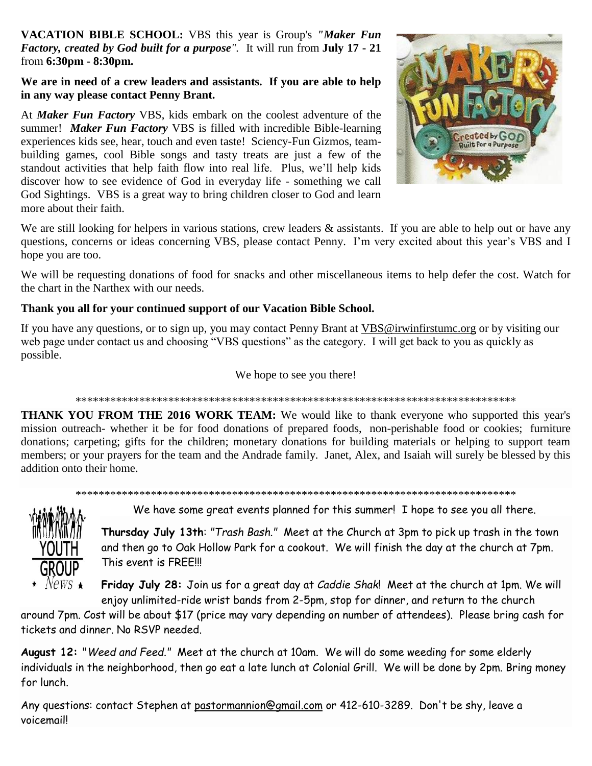**VACATION BIBLE SCHOOL:** VBS this year is Group's *"**Maker Fun Factory, created by God built for a purpose**"*. It will run from **July 17 - 21** from **6:30pm - 8:30pm.**

**We are in need of a crew leaders and assistants. If you are able to help in any way please contact Penny Brant.**

At ***Maker Fun Factory*** VBS, kids embark on the coolest adventure of the summer! ***Maker Fun Factory*** VBS is filled with incredible Bible-learning experiences kids see, hear, touch and even taste! Sciency-Fun Gizmos, team-building games, cool Bible songs and tasty treats are just a few of the standout activities that help faith flow into real life. Plus, we'll help kids discover how to see evidence of God in everyday life - something we call God Sightings. VBS is a great way to bring children closer to God and learn more about their faith.

We are still looking for helpers in various stations, crew leaders & assistants. If you are able to help out or have any questions, concerns or ideas concerning VBS, please contact Penny. I'm very excited about this year's VBS and I hope you are too.

We will be requesting donations of food for snacks and other miscellaneous items to help defer the cost. Watch for the chart in the Narthex with our needs.

**Thank you all for your continued support of our Vacation Bible School.**

If you have any questions, or to sign up, you may contact Penny Brant at VBS@irwinfirstumc.org or by visiting our web page under contact us and choosing "VBS questions" as the category. I will get back to you as quickly as possible.

We hope to see you there!

\*\*\*\*\*\*\*\*\*\*\*\*\*\*\*\*\*\*\*\*\*\*\*\*\*\*\*\*\*\*\*\*\*\*\*\*\*\*\*\*\*\*\*\*\*\*\*\*\*\*\*\*\*\*\*\*\*\*\*\*\*\*\*\*\*\*\*\*\*\*\*\*\*\*\*\*\*\*

**THANK YOU FROM THE 2016 WORK TEAM:** We would like to thank everyone who supported this year's mission outreach- whether it be for food donations of prepared foods, non-perishable food or cookies; furniture donations; carpeting; gifts for the children; monetary donations for building materials or helping to support team members; or your prayers for the team and the Andrade family. Janet, Alex, and Isaiah will surely be blessed by this addition onto their home.

\*\*\*\*\*\*\*\*\*\*\*\*\*\*\*\*\*\*\*\*\*\*\*\*\*\*\*\*\*\*\*\*\*\*\*\*\*\*\*\*\*\*\*\*\*\*\*\*\*\*\*\*\*\*\*\*\*\*\*\*\*\*\*\*\*\*\*\*\*\*\*\*\*\*\*\*\*\*

YOUTH GROUP *News*

We have some great events planned for this summer! I hope to see you all there.

**Thursday July 13th**: "*Trash Bash.*" Meet at the Church at 3pm to pick up trash in the town and then go to Oak Hollow Park for a cookout. We will finish the day at the church at 7pm. This event is FREE!!!

**Friday July 28:** Join us for a great day at *Caddie Shak*! Meet at the church at 1pm. We will enjoy unlimited-ride wrist bands from 2-5pm, stop for dinner, and return to the church around 7pm. Cost will be about $17 (price may vary depending on number of attendees). Please bring cash for tickets and dinner. No RSVP needed.

**August 12:** "*Weed and Feed.*" Meet at the church at 10am. We will do some weeding for some elderly individuals in the neighborhood, then go eat a late lunch at Colonial Grill. We will be done by 2pm. Bring money for lunch.

Any questions: contact Stephen at pastormannion@gmail.com or 412-610-3289. Don't be shy, leave a voicemail!